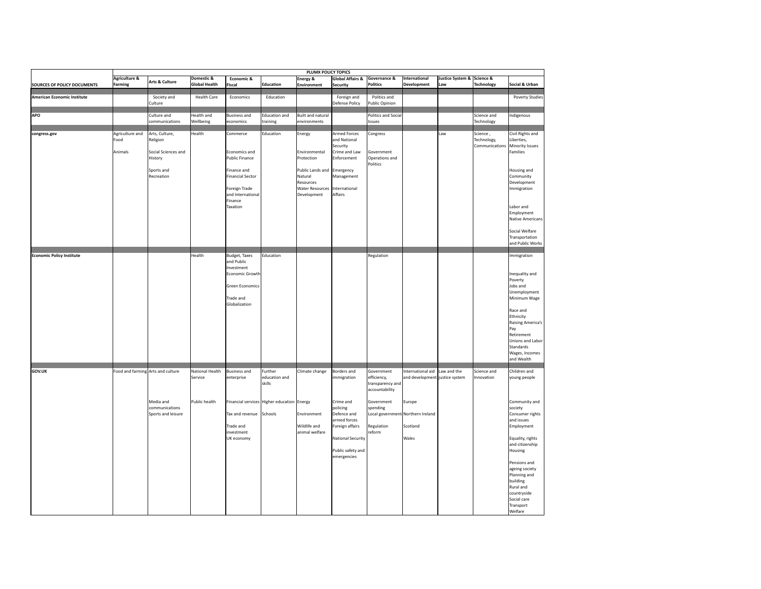| SOURCES OF POLICY DOCUMENTS | PLUMX POLICY TOPICS | | | | | | | | | | | |
|---|---|---|---|---|---|---|---|---|---|---|---|---|
| | Agriculture & Farming | Arts & Culture | Domestic & Global Health | Economic & FIscal | Education | Energy & Environment | Global Affairs & Security | Governance & Politics | International Development | Justice System & Law | Science & Technology | Social & Urban |
| American Economic Institute | | Society and Culture | Health Care | Economics | Education | | Foreign and Defense Policy | Politics and Public Opinion | | | | Poverty Studies |
| APO | | Culture and communications | Health and Wellbeing | Business and economics | Education and training | Built and natural environments | | Politics and Social Issues | | | Science and Technology | Indigenous |
| congress.gov | Agriculture and Food<br>Animals | Arts, Culture, Religion<br>Social Sciences and History<br>Sports and Recreation | Health | Commerce<br>Economics and Public Finance<br>Finance and Financial Sector<br>Foreign Trade and International Finance<br>Taxation | Education | Energy<br>Environmental Protection<br>Public Lands and Natural Resources<br>Water Resources Development | Armed Forces and National Security<br>Crime and Law Enforcement<br>Emergency Management<br>International Affairs | Congress<br>Government Operations and Politics | | Law | Science , Technology, Communications | Civil Rights and Liberties, Minority Issues<br>Families<br>Housing and Community Development<br>Immigration<br>Labor and Employment<br>Native Americans<br>Social Welfare<br>Transportation and Public Works |
| Economic Policy Institute | | | Health | Budget, Taxes and Public Investment<br>Economic Growth<br>Green Economics<br>Trade and Globalization | Education | | | Regulation | | | | Immigration<br>Inequality and Poverty<br>Jobs and Unemployment<br>Minimum Wage<br>Race and Ethnicity<br>Raising America's Pay<br>Retirement<br>Unions and Labor Standards<br>Wages, Incomes and Wealth |
| GOV.UK | Food and farming | Arts and culture<br>Media and communications<br>Sports and leisure | National Health Service<br>Public health | Business and enterprise<br>Financial services<br>Tax and revenue<br>Trade and investment<br>UK economy | Further education and skills<br>Higher education<br>Schools | Climate change<br>Energy<br>Environment<br>Wildlife and animal welfare | Borders and immigration<br>Crime and policing<br>Defence and armed forces<br>Foreign affairs<br>National Security<br>Public safety and emergencies | Government efficiency, transparency and accountability<br>Government spending<br>Local government<br>Regulation reform | International aid and development<br>Europe<br>Northern Ireland<br>Scotland<br>Wales | Law and the justice system | Science and Innovation | Children and young people<br>Community and society<br>Consumer rights and issues<br>Employment<br>Equality, rights and citizenship<br>Housing<br>Pensions and ageing society<br>Planning and building<br>Rural and countryside<br>Social care<br>Transport<br>Welfare |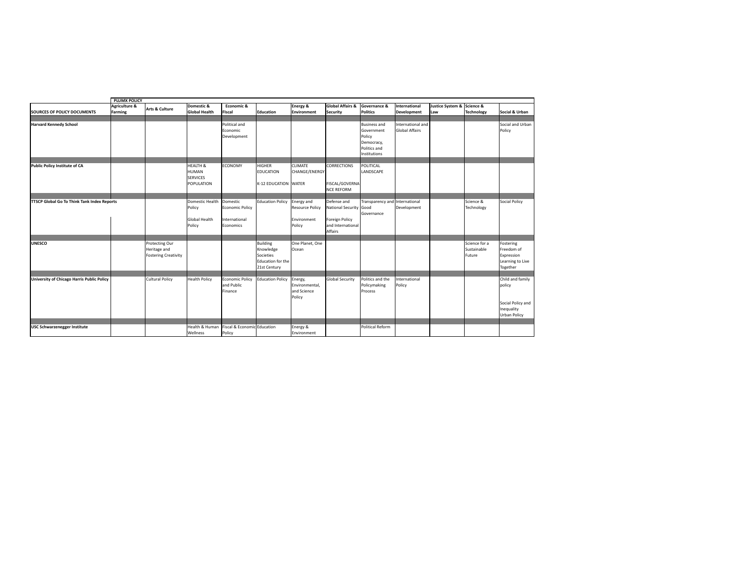| | PLUMX POLICY | | | | | | | | | | | |
|---|---|---|---|---|---|---|---|---|---|---|---|---|
| **SOURCES OF POLICY DOCUMENTS** | **Agriculture & Farming** | **Arts & Culture** | **Domestic & Global Health** | **Economic & FIscal** | **Education** | **Energy & Environment** | **Global Affairs & Security** | **Governance & Politics** | **International Development** | **Justice System & Law** | **Science & Technology** | **Social & Urban** |
| **Harvard Kennedy School** | | | | Political and Economic Development | | | | Business and Government Policy Democracy, Politics and Institutions | International and Global Affairs | | | Social and Urban Policy |
| **Public Policy Institute of CA** | | | HEALTH & HUMAN SERVICES POPULATION | ECONOMY | HIGHER EDUCATION K-12 EDUCATION | CLIMATE CHANGE/ENERGY WATER | CORRECTIONS FISCAL/GOVERNANCE REFORM | POLITICAL LANDSCAPE | | | | |
| **TTSCP Global Go To Think Tank Index Reports** | | | Domestic Health Policy Global Health Policy | Domestic Economic Policy International Economics | Education Policy | Energy and Resource Policy Environment Policy | Defense and National Security Foreign Policy and International Affairs | Transparency and Good Governance | International Development | | Science & Technology | Social Policy |
| **UNESCO** | | Protecting Our Heritage and Fostering Creativity | | | Building Knowledge Societies Education for the 21st Century | One Planet, One Ocean | | | | | Science for a Sustainable Future | Fostering Freedom of Expression Learning to Live Together |
| **University of Chicago Harris Public Policy** | | Cultural Policy | Health Policy | Economic Policy and Public Finance | Education Policy | Energy, Environmental, and Science Policy | Global Security | Politics and the Policymaking Process | International Policy | | | Child and family policy Social Policy and Inequality Urban Policy |
| **USC Schwarzenegger Institute** | | | Health & Human Wellness | Fiscal & Economic Policy | Education | Energy & Environment | | Political Reform | | | | |